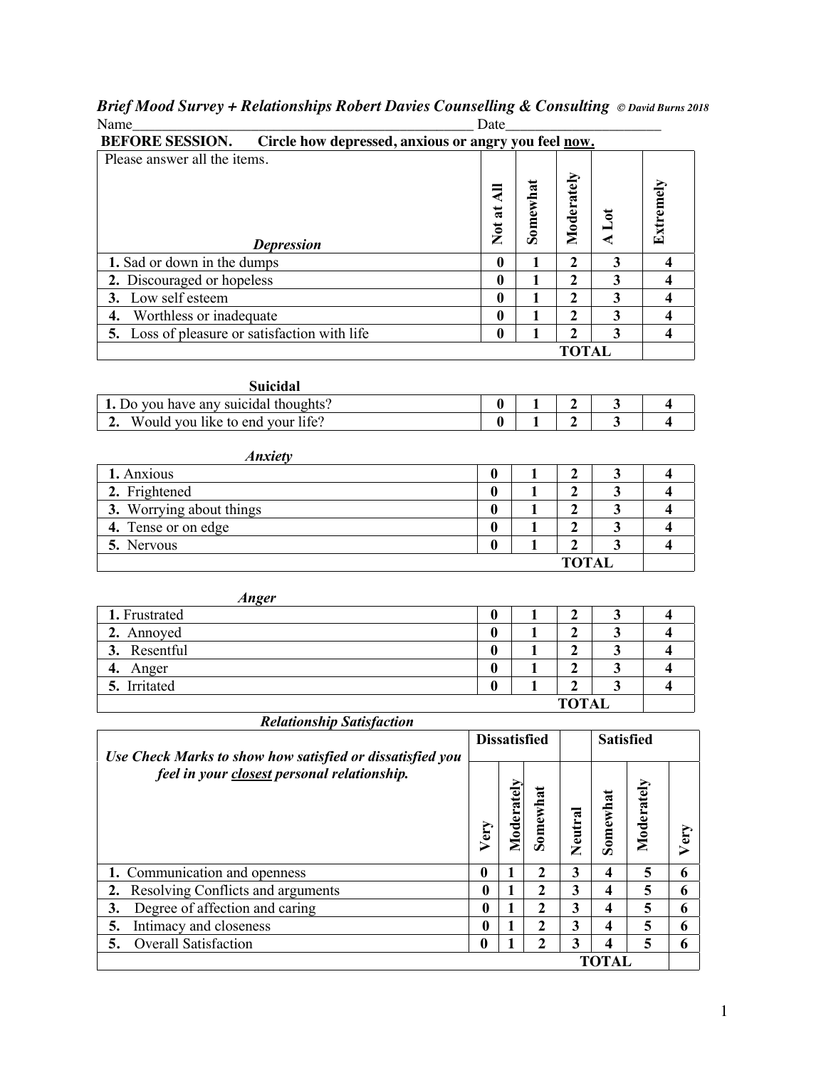***Brief Mood Survey + Relationships Robert Davies Counselling & Consulting*** ***© David Burns 2018***

Name_______________________________________________ Date_____________________

**BEFORE SESSION. Circle how depressed, anxious or angry you feel now.**

| Please answer all the items. *Depression* | Not at All | Somewhat | Moderately | A Lot | Extremely |
|---|---|---|---|---|---|
| **1.** Sad or down in the dumps | **0** | **1** | **2** | **3** | **4** |
| **2.** Discouraged or hopeless | **0** | **1** | **2** | **3** | **4** |
| **3.** Low self esteem | **0** | **1** | **2** | **3** | **4** |
| **4.** Worthless or inadequate | **0** | **1** | **2** | **3** | **4** |
| **5.** Loss of pleasure or satisfaction with life | **0** | **1** | **2** | **3** | **4** |
| | | | **TOTAL** | | |

**Suicidal**

| | | | | | |
|---|---|---|---|---|---|
| **1.** Do you have any suicidal thoughts? | **0** | **1** | **2** | **3** | **4** |
| **2.** Would you like to end your life? | **0** | **1** | **2** | **3** | **4** |

***Anxiety***

| | | | | | |
|---|---|---|---|---|---|
| **1.** Anxious | **0** | **1** | **2** | **3** | **4** |
| **2.** Frightened | **0** | **1** | **2** | **3** | **4** |
| **3.** Worrying about things | **0** | **1** | **2** | **3** | **4** |
| **4.** Tense or on edge | **0** | **1** | **2** | **3** | **4** |
| **5.** Nervous | **0** | **1** | **2** | **3** | **4** |
| | | | **TOTAL** | | |

***Anger***

| | | | | | |
|---|---|---|---|---|---|
| **1.** Frustrated | **0** | **1** | **2** | **3** | **4** |
| **2.** Annoyed | **0** | **1** | **2** | **3** | **4** |
| **3.** Resentful | **0** | **1** | **2** | **3** | **4** |
| **4.** Anger | **0** | **1** | **2** | **3** | **4** |
| **5.** Irritated | **0** | **1** | **2** | **3** | **4** |
| | | | **TOTAL** | | |

***Relationship Satisfaction***

| ***Use Check Marks to show how satisfied or dissatisfied you feel in your closest personal relationship.*** | **Dissatisfied** | | | | **Satisfied** | | |
|---|---|---|---|---|---|---|---|
| | **Very** | **Moderately** | **Somewhat** | **Neutral** | **Somewhat** | **Moderately** | **Very** |
| **1.** Communication and openness | **0** | **1** | **2** | **3** | **4** | **5** | **6** |
| **2.** Resolving Conflicts and arguments | **0** | **1** | **2** | **3** | **4** | **5** | **6** |
| **3.** Degree of affection and caring | **0** | **1** | **2** | **3** | **4** | **5** | **6** |
| **5.** Intimacy and closeness | **0** | **1** | **2** | **3** | **4** | **5** | **6** |
| **5.** Overall Satisfaction | **0** | **1** | **2** | **3** | **4** | **5** | **6** |
| | | | | | **TOTAL** | | |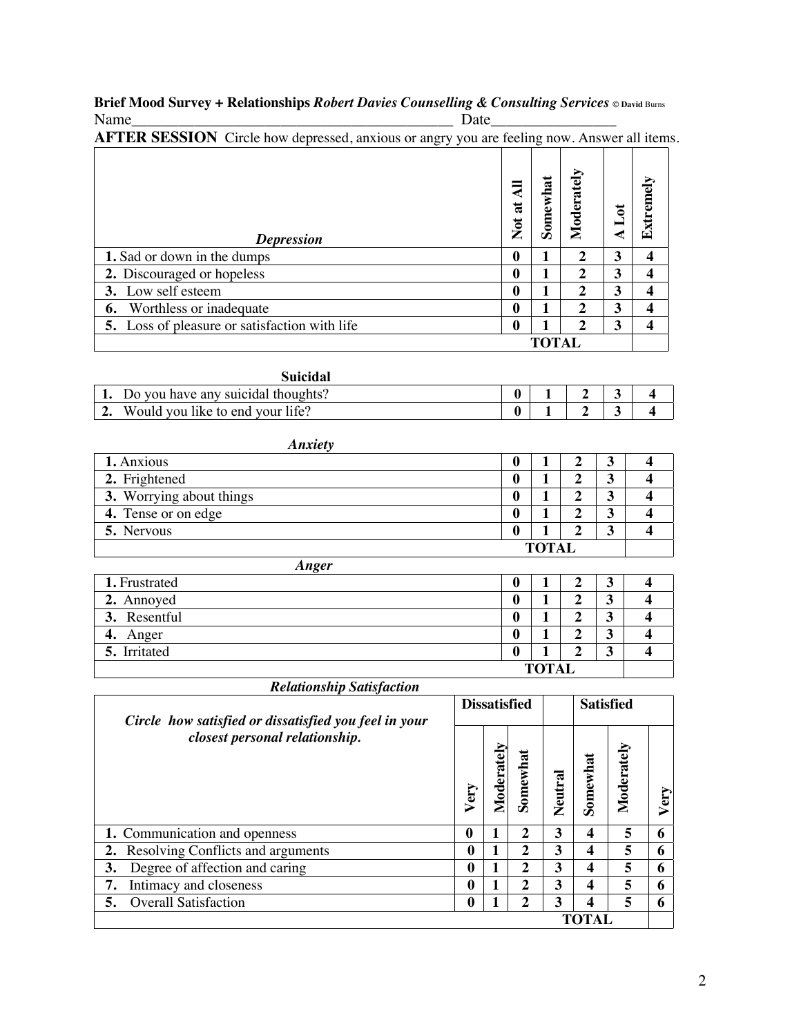**Brief Mood Survey + Relationships** ***Robert Davies Counselling & Consulting Services*** **© David** Burns

Name___________________________________________ Date________________

**AFTER SESSION** Circle how depressed, anxious or angry you are feeling now. Answer all items.

| ***Depression*** | **Not at All** | **Somewhat** | **Moderately** | **A Lot** | **Extremely** |
|---|---|---|---|---|---|
| **1.** Sad or down in the dumps | **0** | **1** | **2** | **3** | **4** |
| **2.** Discouraged or hopeless | **0** | **1** | **2** | **3** | **4** |
| **3.** Low self esteem | **0** | **1** | **2** | **3** | **4** |
| **6.** Worthless or inadequate | **0** | **1** | **2** | **3** | **4** |
| **5.** Loss of pleasure or satisfaction with life | **0** | **1** | **2** | **3** | **4** |
| | | | **TOTAL** | | |

| **Suicidal** | | | | | |
|---|---|---|---|---|---|
| **1.** Do you have any suicidal thoughts? | **0** | **1** | **2** | **3** | **4** |
| **2.** Would you like to end your life? | **0** | **1** | **2** | **3** | **4** |

| ***Anxiety*** | | | | | |
|---|---|---|---|---|---|
| **1.** Anxious | **0** | **1** | **2** | **3** | **4** |
| **2.** Frightened | **0** | **1** | **2** | **3** | **4** |
| **3.** Worrying about things | **0** | **1** | **2** | **3** | **4** |
| **4.** Tense or on edge | **0** | **1** | **2** | **3** | **4** |
| **5.** Nervous | **0** | **1** | **2** | **3** | **4** |
| | | | **TOTAL** | | |

| ***Anger*** | | | | | |
|---|---|---|---|---|---|
| **1.** Frustrated | **0** | **1** | **2** | **3** | **4** |
| **2.** Annoyed | **0** | **1** | **2** | **3** | **4** |
| **3.** Resentful | **0** | **1** | **2** | **3** | **4** |
| **4.** Anger | **0** | **1** | **2** | **3** | **4** |
| **5.** Irritated | **0** | **1** | **2** | **3** | **4** |
| | | | **TOTAL** | | |

***Relationship Satisfaction***

| ***Circle how satisfied or dissatisfied you feel in your closest personal relationship.*** | **Dissatisfied** | | | | **Satisfied** | | |
|---|---|---|---|---|---|---|---|
| | **Very** | **Moderately** | **Somewhat** | **Neutral** | **Somewhat** | **Moderately** | **Very** |
| **1.** Communication and openness | **0** | **1** | **2** | **3** | **4** | **5** | **6** |
| **2.** Resolving Conflicts and arguments | **0** | **1** | **2** | **3** | **4** | **5** | **6** |
| **3.** Degree of affection and caring | **0** | **1** | **2** | **3** | **4** | **5** | **6** |
| **7.** Intimacy and closeness | **0** | **1** | **2** | **3** | **4** | **5** | **6** |
| **5.** Overall Satisfaction | **0** | **1** | **2** | **3** | **4** | **5** | **6** |
| | | | | | **TOTAL** | | |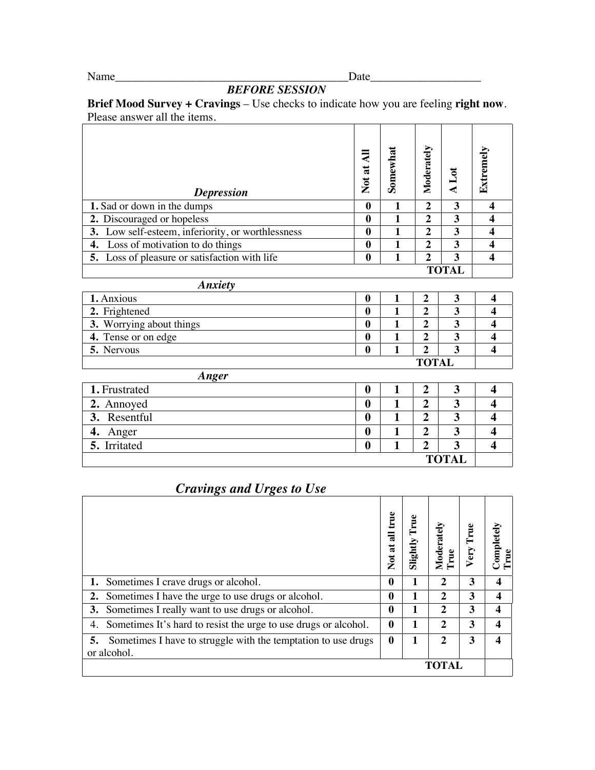Name________________________________________Date__________________

***BEFORE SESSION***

**Brief Mood Survey + Cravings** – Use checks to indicate how you are feeling **right now**. Please answer all the items.

| ***Depression*** | **Not at All** | **Somewhat** | **Moderately** | **A Lot** | **Extremely** |
|---|---|---|---|---|---|
| **1.** Sad or down in the dumps | **0** | **1** | **2** | **3** | **4** |
| **2.** Discouraged or hopeless | **0** | **1** | **2** | **3** | **4** |
| **3.** Low self-esteem, inferiority, or worthlessness | **0** | **1** | **2** | **3** | **4** |
| **4.** Loss of motivation to do things | **0** | **1** | **2** | **3** | **4** |
| **5.** Loss of pleasure or satisfaction with life | **0** | **1** | **2** | **3** | **4** |
| | | | | **TOTAL** | |

| ***Anxiety*** | | | | | |
|---|---|---|---|---|---|
| **1.** Anxious | **0** | **1** | **2** | **3** | **4** |
| **2.** Frightened | **0** | **1** | **2** | **3** | **4** |
| **3.** Worrying about things | **0** | **1** | **2** | **3** | **4** |
| **4.** Tense or on edge | **0** | **1** | **2** | **3** | **4** |
| **5.** Nervous | **0** | **1** | **2** | **3** | **4** |
| | | | | **TOTAL** | |

| ***Anger*** | | | | | |
|---|---|---|---|---|---|
| **1.** Frustrated | **0** | **1** | **2** | **3** | **4** |
| **2.** Annoyed | **0** | **1** | **2** | **3** | **4** |
| **3.** Resentful | **0** | **1** | **2** | **3** | **4** |
| **4.** Anger | **0** | **1** | **2** | **3** | **4** |
| **5.** Irritated | **0** | **1** | **2** | **3** | **4** |
| | | | | **TOTAL** | |

## *Cravings and Urges to Use*

| | **Not at all true** | **Slightly True** | **Moderately True** | **Very True** | **Completely True** |
|---|---|---|---|---|---|
| **1.** Sometimes I crave drugs or alcohol. | **0** | **1** | **2** | **3** | **4** |
| **2.** Sometimes I have the urge to use drugs or alcohol. | **0** | **1** | **2** | **3** | **4** |
| **3.** Sometimes I really want to use drugs or alcohol. | **0** | **1** | **2** | **3** | **4** |
| 4. Sometimes It's hard to resist the urge to use drugs or alcohol. | **0** | **1** | **2** | **3** | **4** |
| **5.** Sometimes I have to struggle with the temptation to use drugs or alcohol. | **0** | **1** | **2** | **3** | **4** |
| | | | | **TOTAL** | |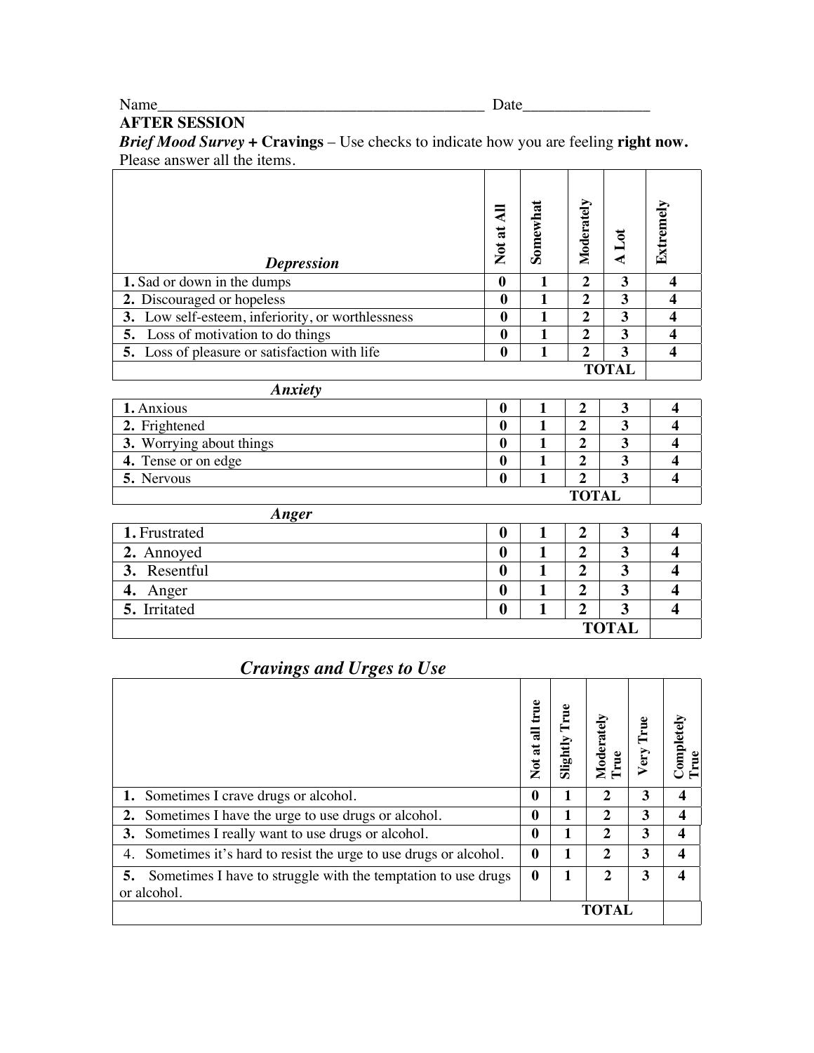Name___________________________________________ Date________________

**AFTER SESSION**

***Brief Mood Survey* + Cravings** – Use checks to indicate how you are feeling **right now.** Please answer all the items.

| ***Depression*** | **Not at All** | **Somewhat** | **Moderately** | **A Lot** | **Extremely** |
|---|---|---|---|---|---|
| **1.** Sad or down in the dumps | **0** | **1** | **2** | **3** | **4** |
| **2.** Discouraged or hopeless | **0** | **1** | **2** | **3** | **4** |
| **3.** Low self-esteem, inferiority, or worthlessness | **0** | **1** | **2** | **3** | **4** |
| **5.** Loss of motivation to do things | **0** | **1** | **2** | **3** | **4** |
| **5.** Loss of pleasure or satisfaction with life | **0** | **1** | **2** | **3** | **4** |
| | | | | **TOTAL** | |

| ***Anxiety*** | | | | | |
|---|---|---|---|---|---|
| **1.** Anxious | **0** | **1** | **2** | **3** | **4** |
| **2.** Frightened | **0** | **1** | **2** | **3** | **4** |
| **3.** Worrying about things | **0** | **1** | **2** | **3** | **4** |
| **4.** Tense or on edge | **0** | **1** | **2** | **3** | **4** |
| **5.** Nervous | **0** | **1** | **2** | **3** | **4** |
| | | | **TOTAL** | | |

| ***Anger*** | | | | | |
|---|---|---|---|---|---|
| **1.** Frustrated | **0** | **1** | **2** | **3** | **4** |
| **2.** Annoyed | **0** | **1** | **2** | **3** | **4** |
| **3.** Resentful | **0** | **1** | **2** | **3** | **4** |
| **4.** Anger | **0** | **1** | **2** | **3** | **4** |
| **5.** Irritated | **0** | **1** | **2** | **3** | **4** |
| | | | | **TOTAL** | |

## *Cravings and Urges to Use*

| | **Not at all true** | **Slightly True** | **Moderately True** | **Very True** | **Completely True** |
|---|---|---|---|---|---|
| **1.** Sometimes I crave drugs or alcohol. | **0** | **1** | **2** | **3** | **4** |
| **2.** Sometimes I have the urge to use drugs or alcohol. | **0** | **1** | **2** | **3** | **4** |
| **3.** Sometimes I really want to use drugs or alcohol. | **0** | **1** | **2** | **3** | **4** |
| 4. Sometimes it's hard to resist the urge to use drugs or alcohol. | **0** | **1** | **2** | **3** | **4** |
| **5.** Sometimes I have to struggle with the temptation to use drugs or alcohol. | **0** | **1** | **2** | **3** | **4** |
| | | | | **TOTAL** | |